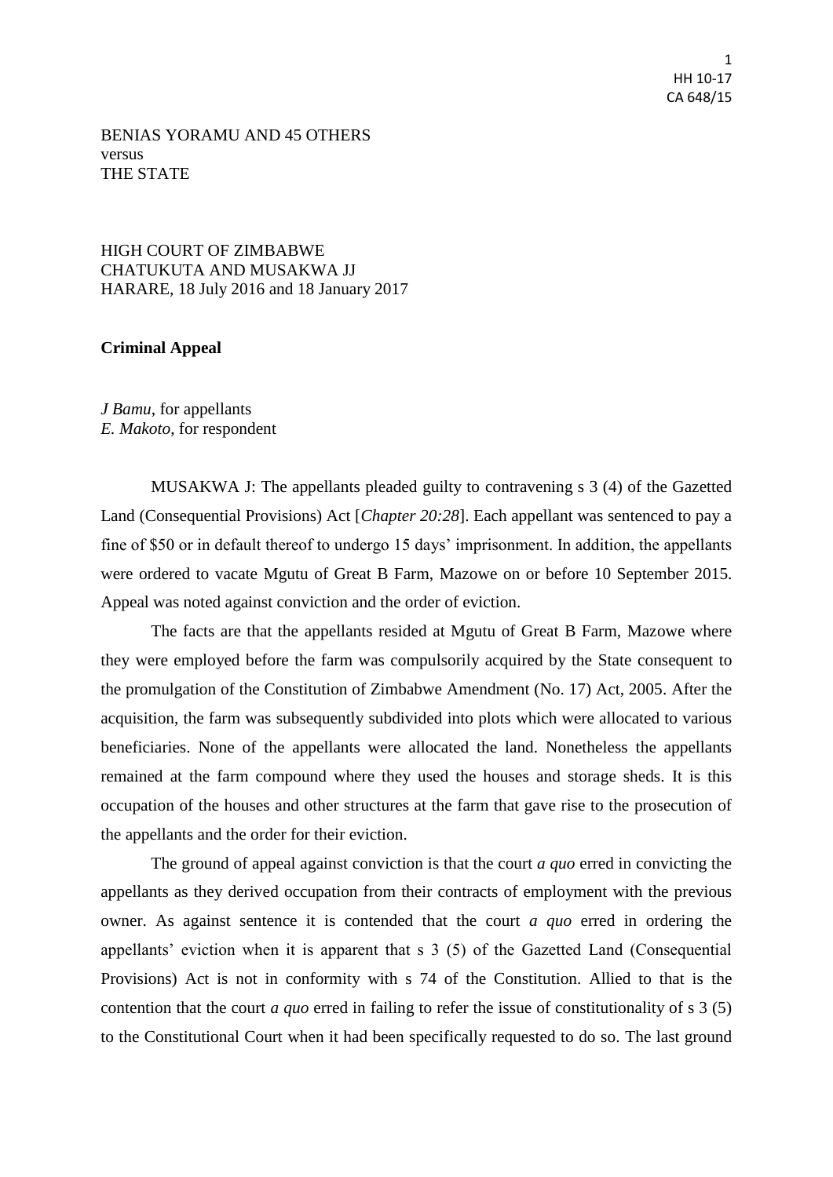BENIAS YORAMU AND 45 OTHERS
versus
THE STATE

HIGH COURT OF ZIMBABWE
CHATUKUTA AND MUSAKWA JJ
HARARE, 18 July 2016 and 18 January 2017

**Criminal Appeal**

*J Bamu*, for appellants
*E. Makoto*, for respondent

MUSAKWA J: The appellants pleaded guilty to contravening s 3 (4) of the Gazetted Land (Consequential Provisions) Act [*Chapter 20:28*]. Each appellant was sentenced to pay a fine of $50 or in default thereof to undergo 15 days' imprisonment. In addition, the appellants were ordered to vacate Mgutu of Great B Farm, Mazowe on or before 10 September 2015. Appeal was noted against conviction and the order of eviction.

The facts are that the appellants resided at Mgutu of Great B Farm, Mazowe where they were employed before the farm was compulsorily acquired by the State consequent to the promulgation of the Constitution of Zimbabwe Amendment (No. 17) Act, 2005. After the acquisition, the farm was subsequently subdivided into plots which were allocated to various beneficiaries. None of the appellants were allocated the land. Nonetheless the appellants remained at the farm compound where they used the houses and storage sheds. It is this occupation of the houses and other structures at the farm that gave rise to the prosecution of the appellants and the order for their eviction.

The ground of appeal against conviction is that the court *a quo* erred in convicting the appellants as they derived occupation from their contracts of employment with the previous owner. As against sentence it is contended that the court *a quo* erred in ordering the appellants' eviction when it is apparent that s 3 (5) of the Gazetted Land (Consequential Provisions) Act is not in conformity with s 74 of the Constitution. Allied to that is the contention that the court *a quo* erred in failing to refer the issue of constitutionality of s 3 (5) to the Constitutional Court when it had been specifically requested to do so. The last ground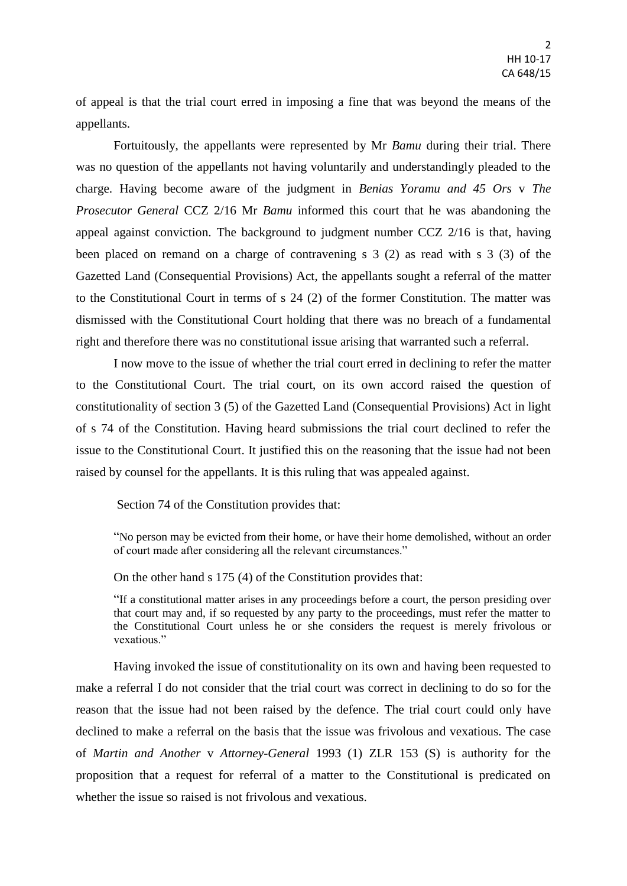of appeal is that the trial court erred in imposing a fine that was beyond the means of the appellants.

Fortuitously, the appellants were represented by Mr *Bamu* during their trial. There was no question of the appellants not having voluntarily and understandingly pleaded to the charge. Having become aware of the judgment in *Benias Yoramu and 45 Ors* v *The Prosecutor General* CCZ 2/16 Mr *Bamu* informed this court that he was abandoning the appeal against conviction. The background to judgment number CCZ 2/16 is that, having been placed on remand on a charge of contravening s 3 (2) as read with s 3 (3) of the Gazetted Land (Consequential Provisions) Act, the appellants sought a referral of the matter to the Constitutional Court in terms of s 24 (2) of the former Constitution. The matter was dismissed with the Constitutional Court holding that there was no breach of a fundamental right and therefore there was no constitutional issue arising that warranted such a referral.

I now move to the issue of whether the trial court erred in declining to refer the matter to the Constitutional Court. The trial court, on its own accord raised the question of constitutionality of section 3 (5) of the Gazetted Land (Consequential Provisions) Act in light of s 74 of the Constitution. Having heard submissions the trial court declined to refer the issue to the Constitutional Court. It justified this on the reasoning that the issue had not been raised by counsel for the appellants. It is this ruling that was appealed against.

Section 74 of the Constitution provides that:

> "No person may be evicted from their home, or have their home demolished, without an order of court made after considering all the relevant circumstances."

On the other hand s 175 (4) of the Constitution provides that:

> "If a constitutional matter arises in any proceedings before a court, the person presiding over that court may and, if so requested by any party to the proceedings, must refer the matter to the Constitutional Court unless he or she considers the request is merely frivolous or vexatious."

Having invoked the issue of constitutionality on its own and having been requested to make a referral I do not consider that the trial court was correct in declining to do so for the reason that the issue had not been raised by the defence. The trial court could only have declined to make a referral on the basis that the issue was frivolous and vexatious. The case of *Martin and Another* v *Attorney-General* 1993 (1) ZLR 153 (S) is authority for the proposition that a request for referral of a matter to the Constitutional is predicated on whether the issue so raised is not frivolous and vexatious.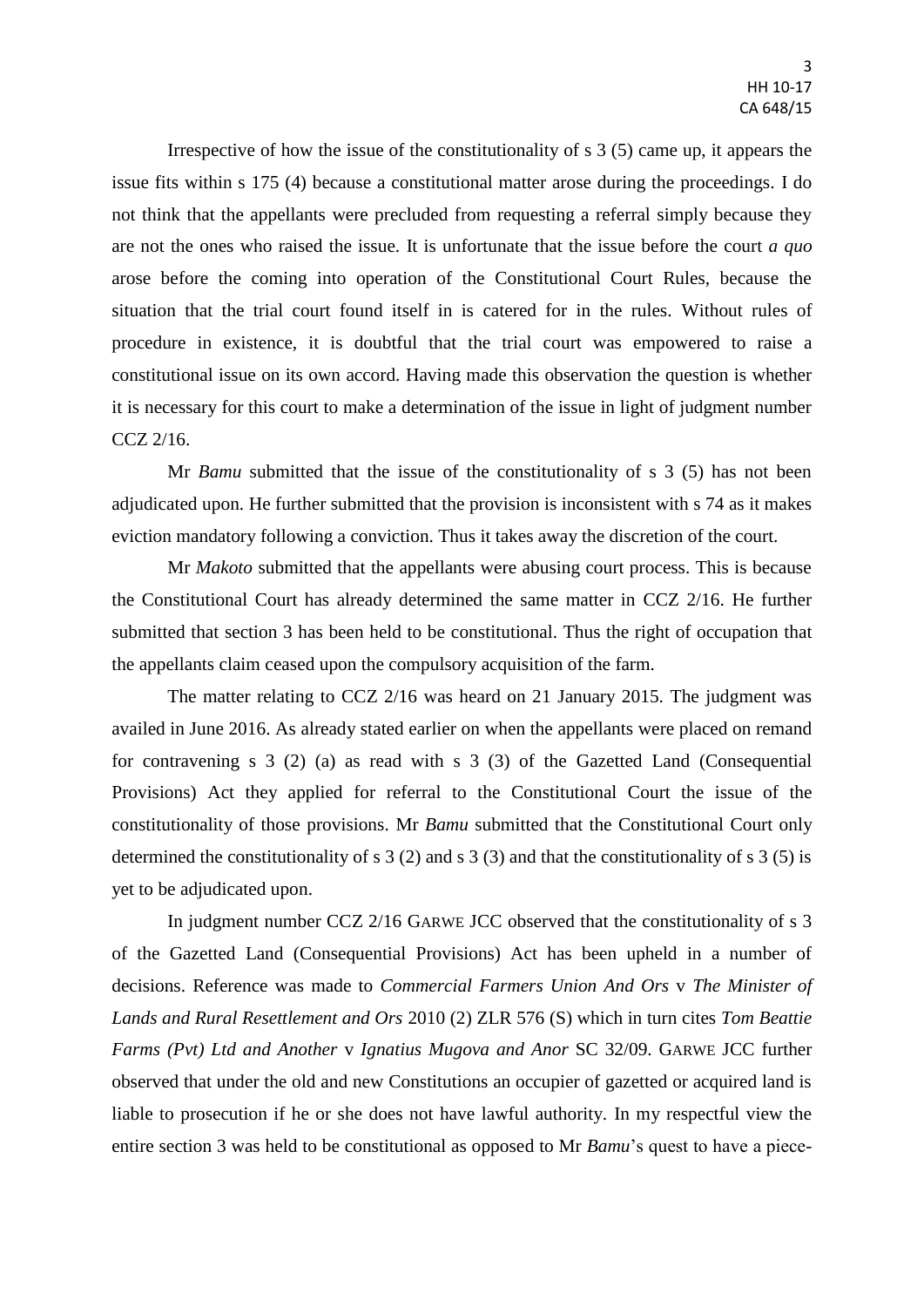Irrespective of how the issue of the constitutionality of s 3 (5) came up, it appears the issue fits within s 175 (4) because a constitutional matter arose during the proceedings. I do not think that the appellants were precluded from requesting a referral simply because they are not the ones who raised the issue. It is unfortunate that the issue before the court *a quo* arose before the coming into operation of the Constitutional Court Rules, because the situation that the trial court found itself in is catered for in the rules. Without rules of procedure in existence, it is doubtful that the trial court was empowered to raise a constitutional issue on its own accord. Having made this observation the question is whether it is necessary for this court to make a determination of the issue in light of judgment number CCZ 2/16.

Mr *Bamu* submitted that the issue of the constitutionality of s 3 (5) has not been adjudicated upon. He further submitted that the provision is inconsistent with s 74 as it makes eviction mandatory following a conviction. Thus it takes away the discretion of the court.

Mr *Makoto* submitted that the appellants were abusing court process. This is because the Constitutional Court has already determined the same matter in CCZ 2/16. He further submitted that section 3 has been held to be constitutional. Thus the right of occupation that the appellants claim ceased upon the compulsory acquisition of the farm.

The matter relating to CCZ 2/16 was heard on 21 January 2015. The judgment was availed in June 2016. As already stated earlier on when the appellants were placed on remand for contravening s 3 (2) (a) as read with s 3 (3) of the Gazetted Land (Consequential Provisions) Act they applied for referral to the Constitutional Court the issue of the constitutionality of those provisions. Mr *Bamu* submitted that the Constitutional Court only determined the constitutionality of s 3 (2) and s 3 (3) and that the constitutionality of s 3 (5) is yet to be adjudicated upon.

In judgment number CCZ 2/16 GARWE JCC observed that the constitutionality of s 3 of the Gazetted Land (Consequential Provisions) Act has been upheld in a number of decisions. Reference was made to *Commercial Farmers Union And Ors* v *The Minister of Lands and Rural Resettlement and Ors* 2010 (2) ZLR 576 (S) which in turn cites *Tom Beattie Farms (Pvt) Ltd and Another* v *Ignatius Mugova and Anor* SC 32/09. GARWE JCC further observed that under the old and new Constitutions an occupier of gazetted or acquired land is liable to prosecution if he or she does not have lawful authority. In my respectful view the entire section 3 was held to be constitutional as opposed to Mr *Bamu*'s quest to have a piece-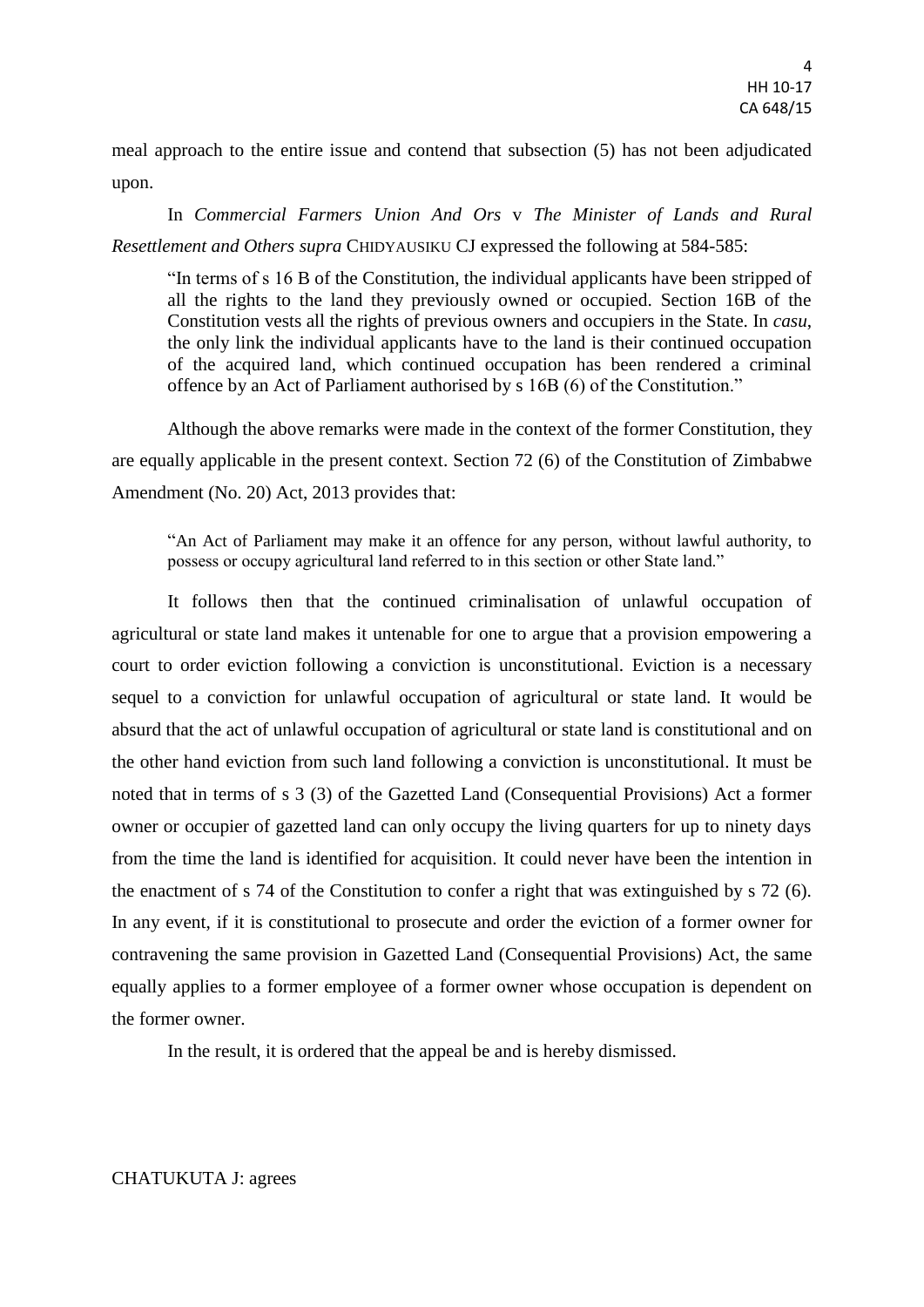meal approach to the entire issue and contend that subsection (5) has not been adjudicated upon.

In *Commercial Farmers Union And Ors* v *The Minister of Lands and Rural Resettlement and Others supra* CHIDYAUSIKU CJ expressed the following at 584-585:

> "In terms of s 16 B of the Constitution, the individual applicants have been stripped of all the rights to the land they previously owned or occupied. Section 16B of the Constitution vests all the rights of previous owners and occupiers in the State. In *casu*, the only link the individual applicants have to the land is their continued occupation of the acquired land, which continued occupation has been rendered a criminal offence by an Act of Parliament authorised by s 16B (6) of the Constitution."

Although the above remarks were made in the context of the former Constitution, they are equally applicable in the present context. Section 72 (6) of the Constitution of Zimbabwe Amendment (No. 20) Act, 2013 provides that:

> "An Act of Parliament may make it an offence for any person, without lawful authority, to possess or occupy agricultural land referred to in this section or other State land."

It follows then that the continued criminalisation of unlawful occupation of agricultural or state land makes it untenable for one to argue that a provision empowering a court to order eviction following a conviction is unconstitutional. Eviction is a necessary sequel to a conviction for unlawful occupation of agricultural or state land. It would be absurd that the act of unlawful occupation of agricultural or state land is constitutional and on the other hand eviction from such land following a conviction is unconstitutional. It must be noted that in terms of s 3 (3) of the Gazetted Land (Consequential Provisions) Act a former owner or occupier of gazetted land can only occupy the living quarters for up to ninety days from the time the land is identified for acquisition. It could never have been the intention in the enactment of s 74 of the Constitution to confer a right that was extinguished by s 72 (6). In any event, if it is constitutional to prosecute and order the eviction of a former owner for contravening the same provision in Gazetted Land (Consequential Provisions) Act, the same equally applies to a former employee of a former owner whose occupation is dependent on the former owner.

In the result, it is ordered that the appeal be and is hereby dismissed.

CHATUKUTA J: agrees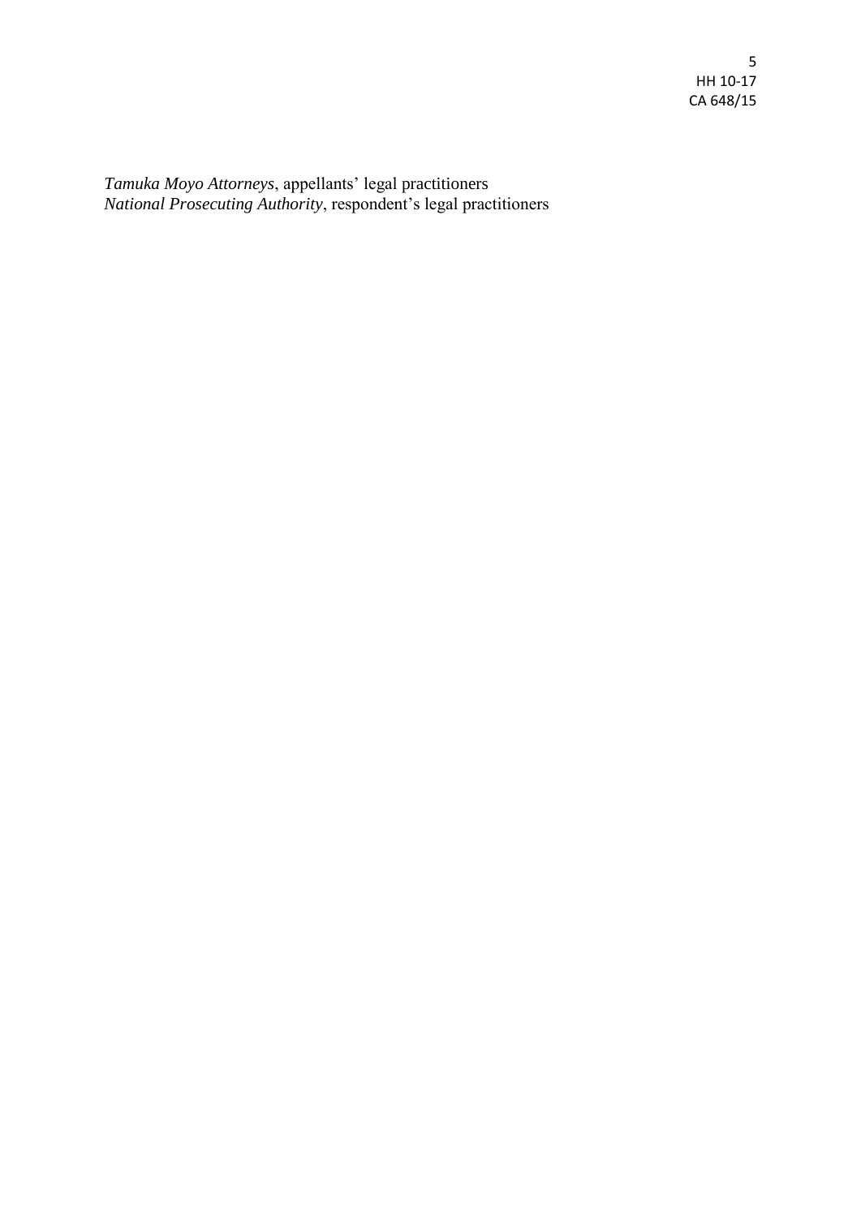*Tamuka Moyo Attorneys*, appellants' legal practitioners
*National Prosecuting Authority*, respondent's legal practitioners